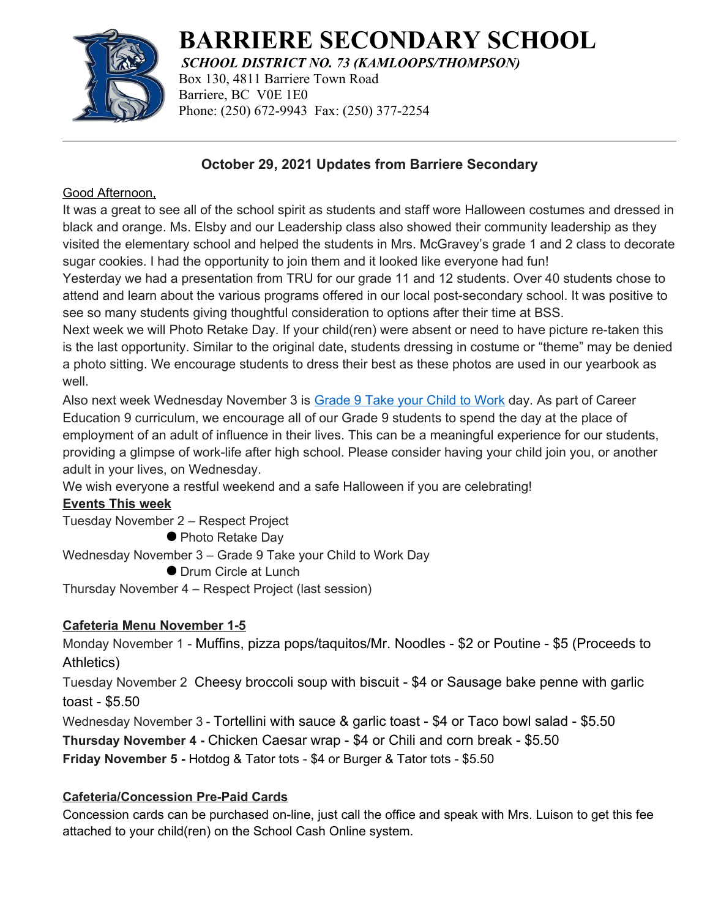# BARRIERE SECONDARY SCHOOL

***SCHOOL DISTRICT NO. 73 (KAMLOOPS/THOMPSON)***

Box 130, 4811 Barriere Town Road
Barriere, BC V0E 1E0
Phone: (250) 672-9943 Fax: (250) 377-2254

---

## October 29, 2021 Updates from Barriere Secondary

Good Afternoon,

It was a great to see all of the school spirit as students and staff wore Halloween costumes and dressed in black and orange. Ms. Elsby and our Leadership class also showed their community leadership as they visited the elementary school and helped the students in Mrs. McGravey's grade 1 and 2 class to decorate sugar cookies. I had the opportunity to join them and it looked like everyone had fun!

Yesterday we had a presentation from TRU for our grade 11 and 12 students. Over 40 students chose to attend and learn about the various programs offered in our local post-secondary school. It was positive to see so many students giving thoughtful consideration to options after their time at BSS.

Next week we will Photo Retake Day. If your child(ren) were absent or need to have picture re-taken this is the last opportunity. Similar to the original date, students dressing in costume or "theme" may be denied a photo sitting. We encourage students to dress their best as these photos are used in our yearbook as well.

Also next week Wednesday November 3 is Grade 9 Take your Child to Work day. As part of Career Education 9 curriculum, we encourage all of our Grade 9 students to spend the day at the place of employment of an adult of influence in their lives. This can be a meaningful experience for our students, providing a glimpse of work-life after high school. Please consider having your child join you, or another adult in your lives, on Wednesday.

We wish everyone a restful weekend and a safe Halloween if you are celebrating!

**Events This week**

Tuesday November 2 – Respect Project
- Photo Retake Day

Wednesday November 3 – Grade 9 Take your Child to Work Day
- Drum Circle at Lunch

Thursday November 4 – Respect Project (last session)

**Cafeteria Menu November 1-5**

Monday November 1 - Muffins, pizza pops/taquitos/Mr. Noodles - $2 or Poutine - $5 (Proceeds to Athletics)

Tuesday November 2 Cheesy broccoli soup with biscuit - $4 or Sausage bake penne with garlic toast - $5.50

Wednesday November 3 - Tortellini with sauce & garlic toast - $4 or Taco bowl salad - $5.50

**Thursday November 4 -** Chicken Caesar wrap - $4 or Chili and corn break - $5.50

**Friday November 5 -** Hotdog & Tator tots - $4 or Burger & Tator tots - $5.50

**Cafeteria/Concession Pre-Paid Cards**

Concession cards can be purchased on-line, just call the office and speak with Mrs. Luison to get this fee attached to your child(ren) on the School Cash Online system.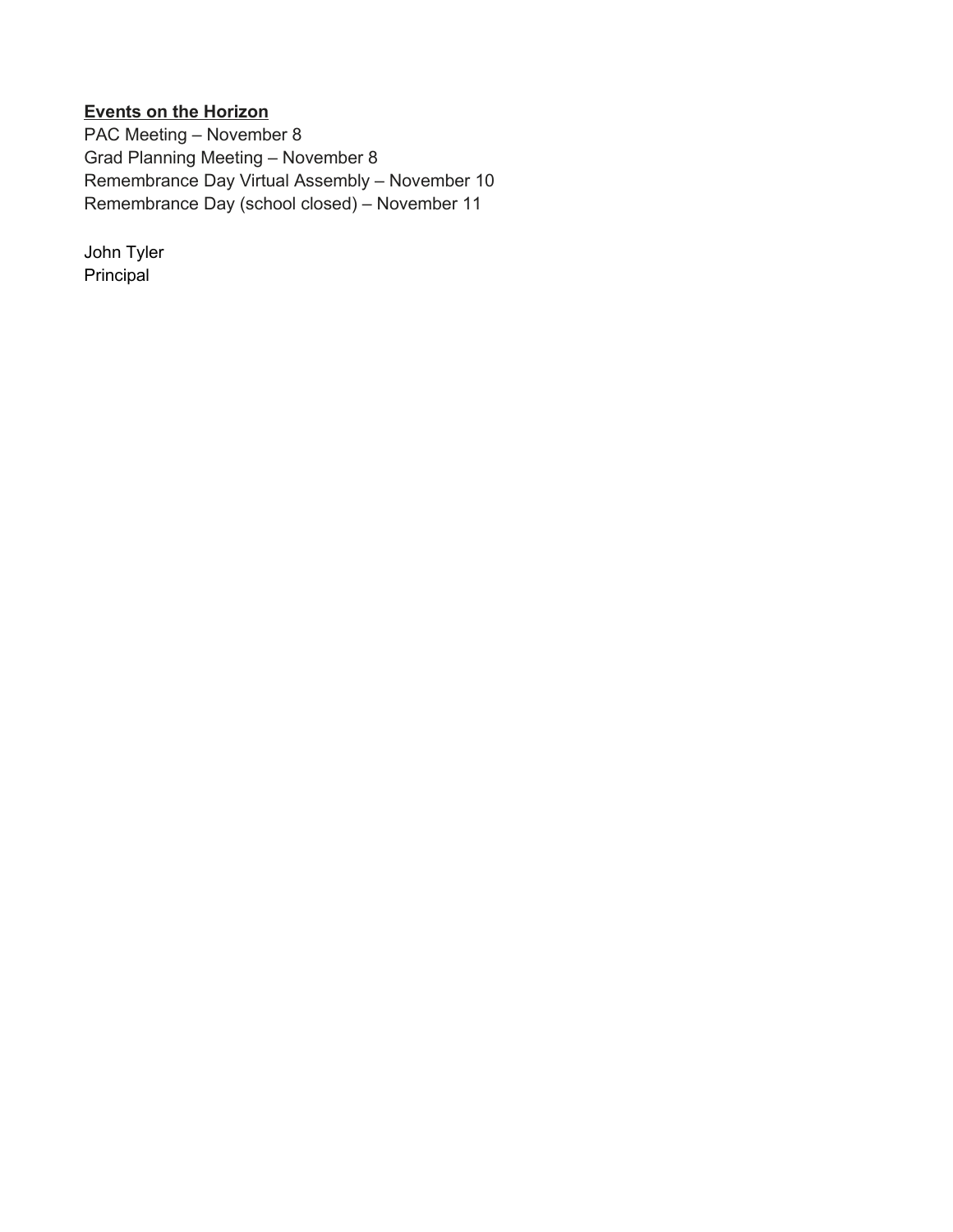**Events on the Horizon**
PAC Meeting – November 8
Grad Planning Meeting – November 8
Remembrance Day Virtual Assembly – November 10
Remembrance Day (school closed) – November 11

John Tyler
Principal